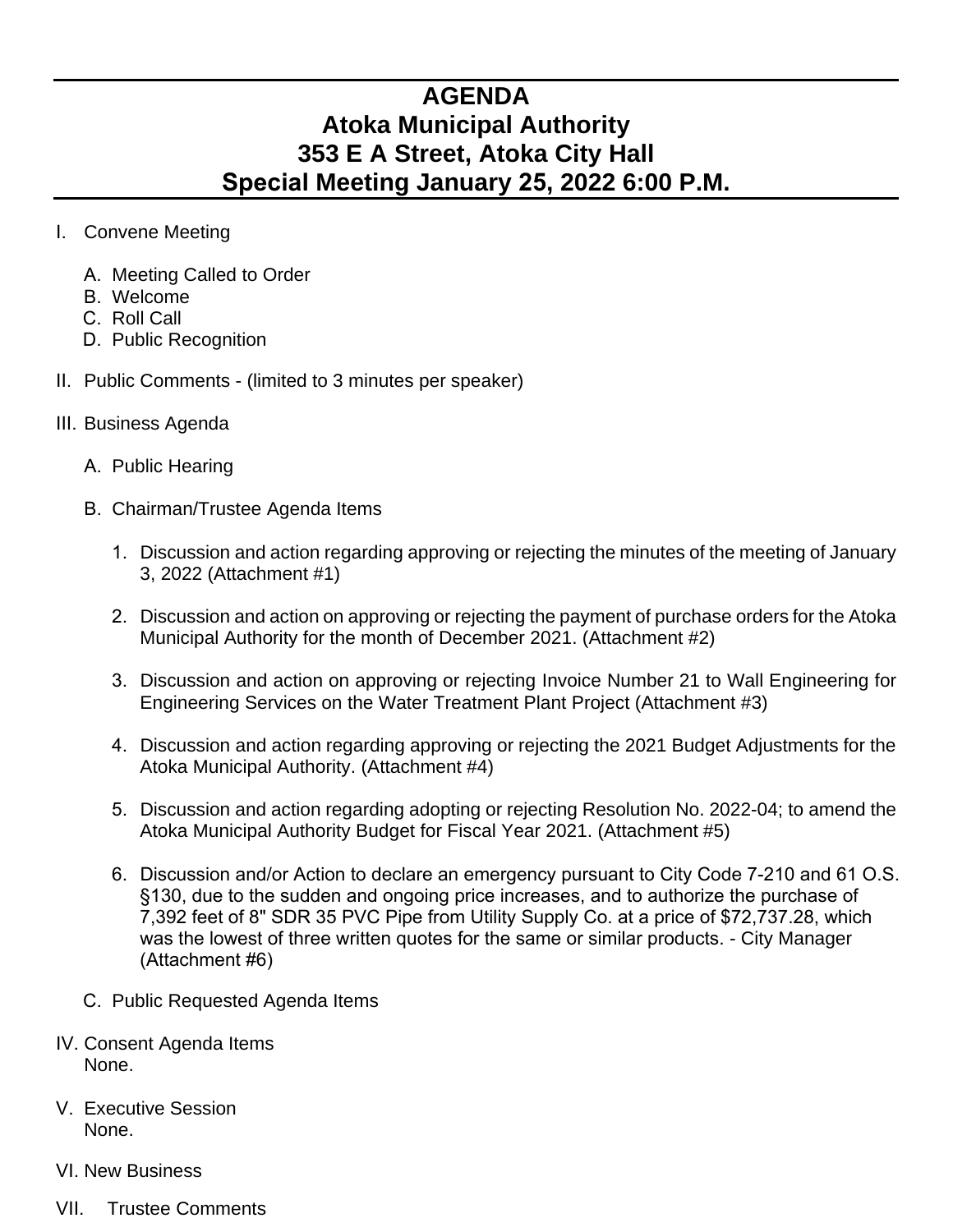# AGENDA
# Atoka Municipal Authority
# 353 E A Street, Atoka City Hall
# Special Meeting January 25, 2022 6:00 P.M.

I. Convene Meeting

   A. Meeting Called to Order
   B. Welcome
   C. Roll Call
   D. Public Recognition

II. Public Comments - (limited to 3 minutes per speaker)

III. Business Agenda

   A. Public Hearing

   B. Chairman/Trustee Agenda Items

      1. Discussion and action regarding approving or rejecting the minutes of the meeting of January 3, 2022 (Attachment #1)

      2. Discussion and action on approving or rejecting the payment of purchase orders for the Atoka Municipal Authority for the month of December 2021. (Attachment #2)

      3. Discussion and action on approving or rejecting Invoice Number 21 to Wall Engineering for Engineering Services on the Water Treatment Plant Project (Attachment #3)

      4. Discussion and action regarding approving or rejecting the 2021 Budget Adjustments for the Atoka Municipal Authority. (Attachment #4)

      5. Discussion and action regarding adopting or rejecting Resolution No. 2022-04; to amend the Atoka Municipal Authority Budget for Fiscal Year 2021. (Attachment #5)

      6. Discussion and/or Action to declare an emergency pursuant to City Code 7-210 and 61 O.S. §130, due to the sudden and ongoing price increases, and to authorize the purchase of 7,392 feet of 8" SDR 35 PVC Pipe from Utility Supply Co. at a price of $72,737.28, which was the lowest of three written quotes for the same or similar products. - City Manager (Attachment #6)

   C. Public Requested Agenda Items

IV. Consent Agenda Items
   None.

V. Executive Session
   None.

VI. New Business

VII. Trustee Comments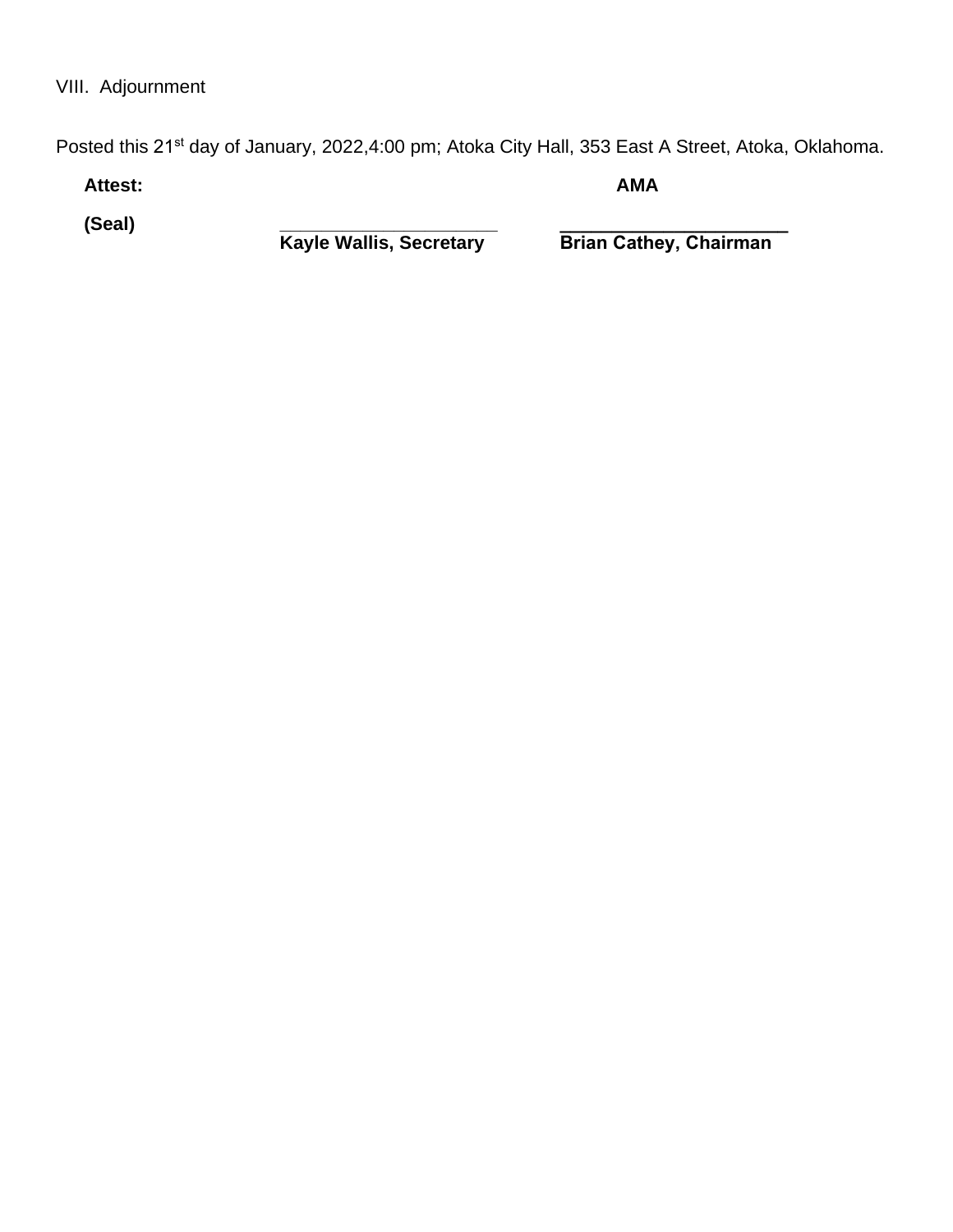VIII. Adjournment

Posted this 21st day of January, 2022,4:00 pm; Atoka City Hall, 353 East A Street, Atoka, Oklahoma.

**Attest:** **AMA**

**(Seal)**

| | |
|---|---|
| ______________________ | ______________________ |
| **Kayle Wallis, Secretary** | **Brian Cathey, Chairman** |